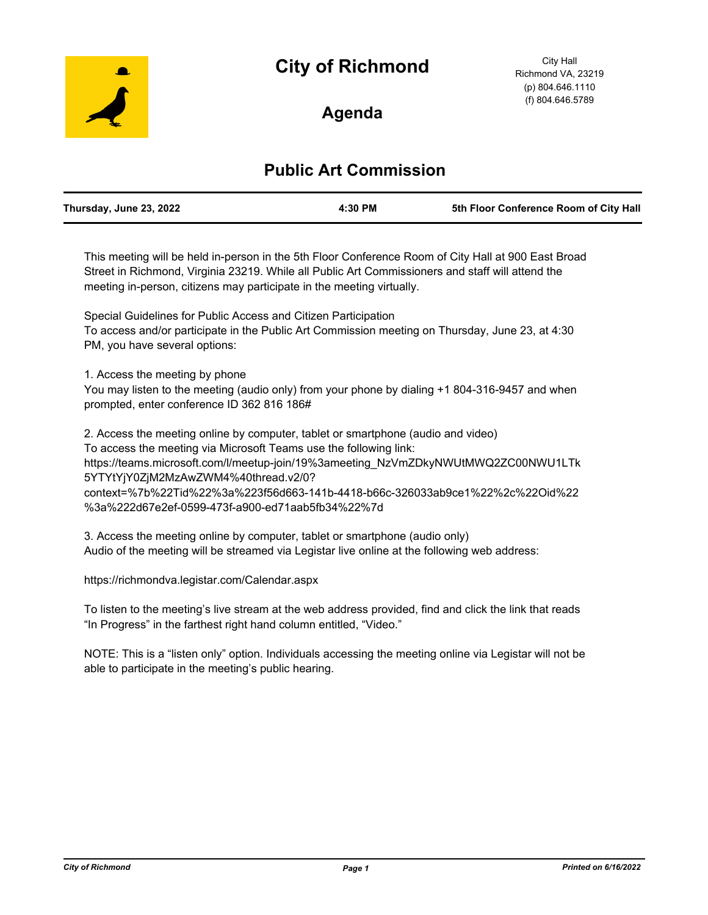# City of Richmond

City Hall
Richmond VA, 23219
(p) 804.646.1110
(f) 804.646.5789

## Agenda

## Public Art Commission

| Thursday, June 23, 2022 | 4:30 PM | 5th Floor Conference Room of City Hall |
|---|---|---|

This meeting will be held in-person in the 5th Floor Conference Room of City Hall at 900 East Broad Street in Richmond, Virginia 23219. While all Public Art Commissioners and staff will attend the meeting in-person, citizens may participate in the meeting virtually.

Special Guidelines for Public Access and Citizen Participation
To access and/or participate in the Public Art Commission meeting on Thursday, June 23, at 4:30 PM, you have several options:

1. Access the meeting by phone
You may listen to the meeting (audio only) from your phone by dialing +1 804-316-9457 and when prompted, enter conference ID 362 816 186#

2. Access the meeting online by computer, tablet or smartphone (audio and video)
To access the meeting via Microsoft Teams use the following link:
https://teams.microsoft.com/l/meetup-join/19%3ameeting_NzVmZDkyNWUtMWQ2ZC00NWU1LTk5YTYtYjY0ZjM2MzAwZWM4%40thread.v2/0?context=%7b%22Tid%22%3a%223f56d663-141b-4418-b66c-326033ab9ce1%22%2c%22Oid%22%3a%222d67e2ef-0599-473f-a900-ed71aab5fb34%22%7d

3. Access the meeting online by computer, tablet or smartphone (audio only)
Audio of the meeting will be streamed via Legistar live online at the following web address:

https://richmondva.legistar.com/Calendar.aspx

To listen to the meeting's live stream at the web address provided, find and click the link that reads "In Progress" in the farthest right hand column entitled, "Video."

NOTE: This is a "listen only" option. Individuals accessing the meeting online via Legistar will not be able to participate in the meeting's public hearing.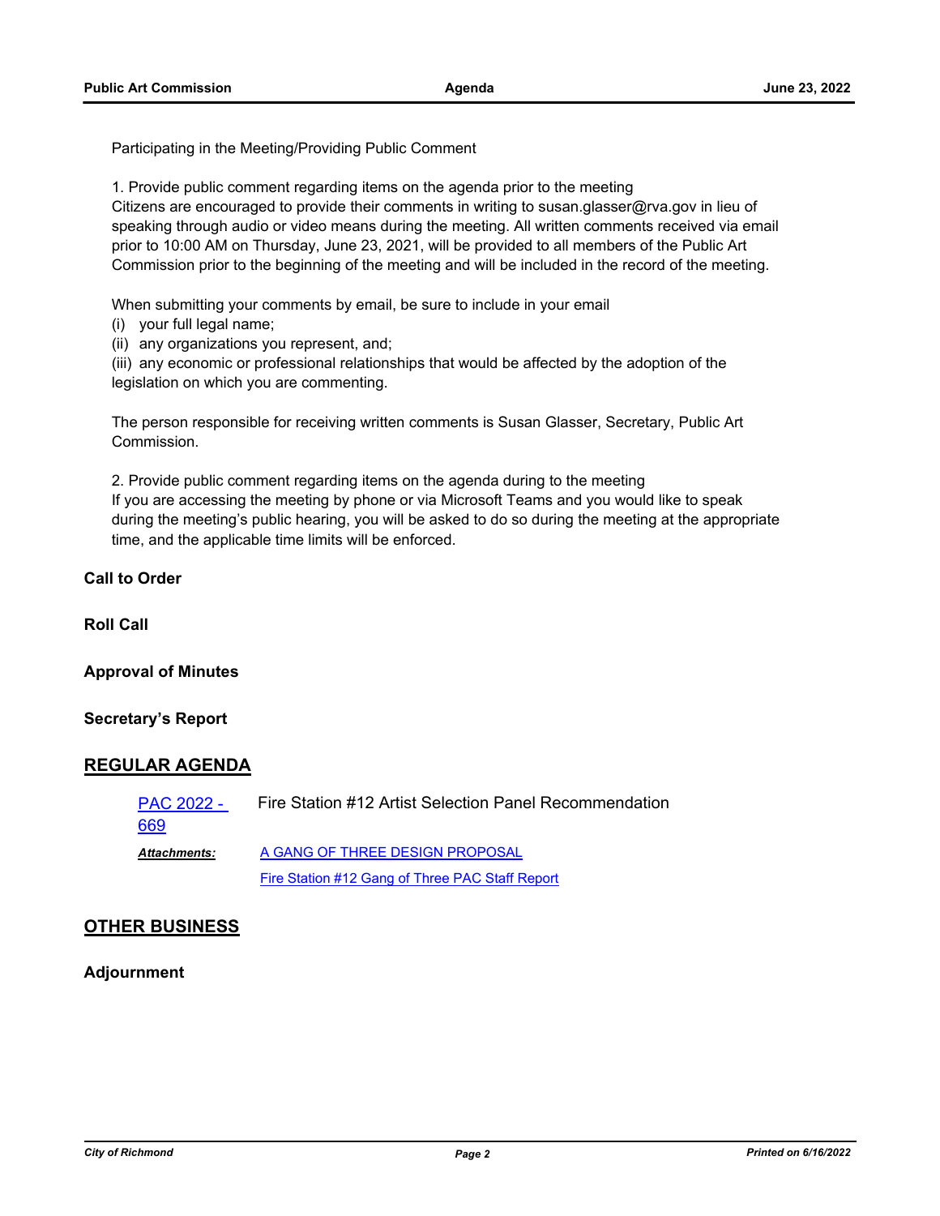Participating in the Meeting/Providing Public Comment

1. Provide public comment regarding items on the agenda prior to the meeting
Citizens are encouraged to provide their comments in writing to susan.glasser@rva.gov in lieu of speaking through audio or video means during the meeting. All written comments received via email prior to 10:00 AM on Thursday, June 23, 2021, will be provided to all members of the Public Art Commission prior to the beginning of the meeting and will be included in the record of the meeting.

When submitting your comments by email, be sure to include in your email
(i) your full legal name;
(ii) any organizations you represent, and;
(iii) any economic or professional relationships that would be affected by the adoption of the legislation on which you are commenting.

The person responsible for receiving written comments is Susan Glasser, Secretary, Public Art Commission.

2. Provide public comment regarding items on the agenda during to the meeting
If you are accessing the meeting by phone or via Microsoft Teams and you would like to speak during the meeting's public hearing, you will be asked to do so during the meeting at the appropriate time, and the applicable time limits will be enforced.

**Call to Order**

**Roll Call**

**Approval of Minutes**

**Secretary's Report**

## REGULAR AGENDA

PAC 2022 - 669 — Fire Station #12 Artist Selection Panel Recommendation

*Attachments:* A GANG OF THREE DESIGN PROPOSAL
Fire Station #12 Gang of Three PAC Staff Report

## OTHER BUSINESS

**Adjournment**